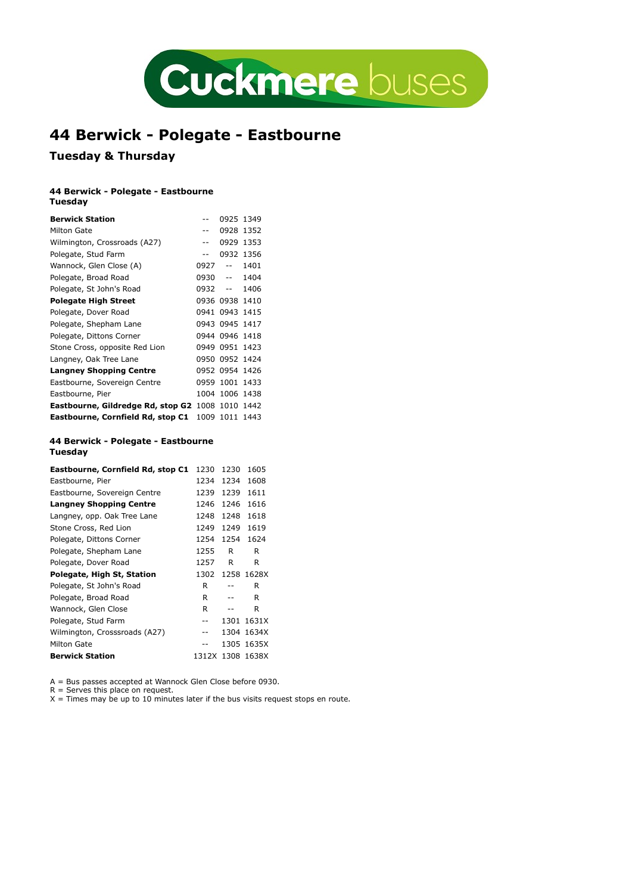Cuckmere buses

# 44 Berwick - Polegate - Eastbourne

## Tuesday & Thursday

### 44 Berwick - Polegate - Eastbourne
### Tuesday

| | | | |
|---|---|---|---|
| **Berwick Station** | -- | 0925 | 1349 |
| Milton Gate | -- | 0928 | 1352 |
| Wilmington, Crossroads (A27) | -- | 0929 | 1353 |
| Polegate, Stud Farm | -- | 0932 | 1356 |
| Wannock, Glen Close (A) | 0927 | -- | 1401 |
| Polegate, Broad Road | 0930 | -- | 1404 |
| Polegate, St John's Road | 0932 | -- | 1406 |
| **Polegate High Street** | 0936 | 0938 | 1410 |
| Polegate, Dover Road | 0941 | 0943 | 1415 |
| Polegate, Shepham Lane | 0943 | 0945 | 1417 |
| Polegate, Dittons Corner | 0944 | 0946 | 1418 |
| Stone Cross, opposite Red Lion | 0949 | 0951 | 1423 |
| Langney, Oak Tree Lane | 0950 | 0952 | 1424 |
| **Langney Shopping Centre** | 0952 | 0954 | 1426 |
| Eastbourne, Sovereign Centre | 0959 | 1001 | 1433 |
| Eastbourne, Pier | 1004 | 1006 | 1438 |
| **Eastbourne, Gildredge Rd, stop G2** | 1008 | 1010 | 1442 |
| **Eastbourne, Cornfield Rd, stop C1** | 1009 | 1011 | 1443 |

### 44 Berwick - Polegate - Eastbourne
### Tuesday

| | | | |
|---|---|---|---|
| **Eastbourne, Cornfield Rd, stop C1** | 1230 | 1230 | 1605 |
| Eastbourne, Pier | 1234 | 1234 | 1608 |
| Eastbourne, Sovereign Centre | 1239 | 1239 | 1611 |
| **Langney Shopping Centre** | 1246 | 1246 | 1616 |
| Langney, opp. Oak Tree Lane | 1248 | 1248 | 1618 |
| Stone Cross, Red Lion | 1249 | 1249 | 1619 |
| Polegate, Dittons Corner | 1254 | 1254 | 1624 |
| Polegate, Shepham Lane | 1255 | R | R |
| Polegate, Dover Road | 1257 | R | R |
| **Polegate, High St, Station** | 1302 | 1258 | 1628X |
| Polegate, St John's Road | R | -- | R |
| Polegate, Broad Road | R | -- | R |
| Wannock, Glen Close | R | -- | R |
| Polegate, Stud Farm | -- | 1301 | 1631X |
| Wilmington, Crosssroads (A27) | -- | 1304 | 1634X |
| Milton Gate | -- | 1305 | 1635X |
| **Berwick Station** | 1312X | 1308 | 1638X |

A = Bus passes accepted at Wannock Glen Close before 0930.
R = Serves this place on request.
X = Times may be up to 10 minutes later if the bus visits request stops en route.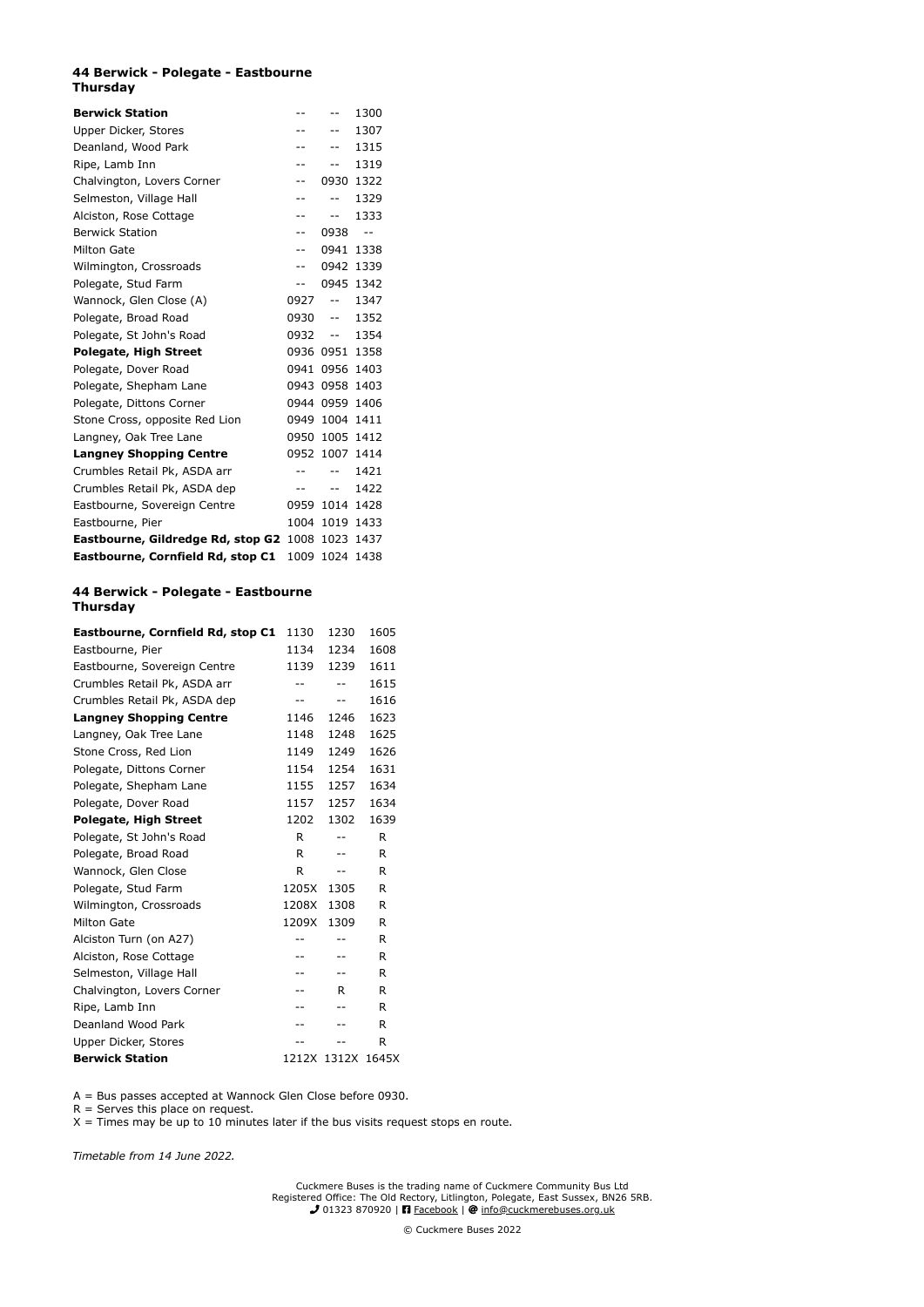#### 44 Berwick - Polegate - Eastbourne
#### Thursday

| | | | |
|---|---|---|---|
| **Berwick Station** | -- | -- | 1300 |
| Upper Dicker, Stores | -- | -- | 1307 |
| Deanland, Wood Park | -- | -- | 1315 |
| Ripe, Lamb Inn | -- | -- | 1319 |
| Chalvington, Lovers Corner | -- | 0930 | 1322 |
| Selmeston, Village Hall | -- | -- | 1329 |
| Alciston, Rose Cottage | -- | -- | 1333 |
| Berwick Station | -- | 0938 | -- |
| Milton Gate | -- | 0941 | 1338 |
| Wilmington, Crossroads | -- | 0942 | 1339 |
| Polegate, Stud Farm | -- | 0945 | 1342 |
| Wannock, Glen Close (A) | 0927 | -- | 1347 |
| Polegate, Broad Road | 0930 | -- | 1352 |
| Polegate, St John's Road | 0932 | -- | 1354 |
| **Polegate, High Street** | 0936 | 0951 | 1358 |
| Polegate, Dover Road | 0941 | 0956 | 1403 |
| Polegate, Shepham Lane | 0943 | 0958 | 1403 |
| Polegate, Dittons Corner | 0944 | 0959 | 1406 |
| Stone Cross, opposite Red Lion | 0949 | 1004 | 1411 |
| Langney, Oak Tree Lane | 0950 | 1005 | 1412 |
| **Langney Shopping Centre** | 0952 | 1007 | 1414 |
| Crumbles Retail Pk, ASDA arr | -- | -- | 1421 |
| Crumbles Retail Pk, ASDA dep | -- | -- | 1422 |
| Eastbourne, Sovereign Centre | 0959 | 1014 | 1428 |
| Eastbourne, Pier | 1004 | 1019 | 1433 |
| **Eastbourne, Gildredge Rd, stop G2** | 1008 | 1023 | 1437 |
| **Eastbourne, Cornfield Rd, stop C1** | 1009 | 1024 | 1438 |

#### 44 Berwick - Polegate - Eastbourne
#### Thursday

| | | | |
|---|---|---|---|
| **Eastbourne, Cornfield Rd, stop C1** | 1130 | 1230 | 1605 |
| Eastbourne, Pier | 1134 | 1234 | 1608 |
| Eastbourne, Sovereign Centre | 1139 | 1239 | 1611 |
| Crumbles Retail Pk, ASDA arr | -- | -- | 1615 |
| Crumbles Retail Pk, ASDA dep | -- | -- | 1616 |
| **Langney Shopping Centre** | 1146 | 1246 | 1623 |
| Langney, Oak Tree Lane | 1148 | 1248 | 1625 |
| Stone Cross, Red Lion | 1149 | 1249 | 1626 |
| Polegate, Dittons Corner | 1154 | 1254 | 1631 |
| Polegate, Shepham Lane | 1155 | 1257 | 1634 |
| Polegate, Dover Road | 1157 | 1257 | 1634 |
| **Polegate, High Street** | 1202 | 1302 | 1639 |
| Polegate, St John's Road | R | -- | R |
| Polegate, Broad Road | R | -- | R |
| Wannock, Glen Close | R | -- | R |
| Polegate, Stud Farm | 1205X | 1305 | R |
| Wilmington, Crossroads | 1208X | 1308 | R |
| Milton Gate | 1209X | 1309 | R |
| Alciston Turn (on A27) | -- | -- | R |
| Alciston, Rose Cottage | -- | -- | R |
| Selmeston, Village Hall | -- | -- | R |
| Chalvington, Lovers Corner | -- | R | R |
| Ripe, Lamb Inn | -- | -- | R |
| Deanland Wood Park | -- | -- | R |
| Upper Dicker, Stores | -- | -- | R |
| **Berwick Station** | 1212X | 1312X | 1645X |

A = Bus passes accepted at Wannock Glen Close before 0930.
R = Serves this place on request.
X = Times may be up to 10 minutes later if the bus visits request stops en route.

*Timetable from 14 June 2022.*

Cuckmere Buses is the trading name of Cuckmere Community Bus Ltd
Registered Office: The Old Rectory, Litlington, Polegate, East Sussex, BN26 5RB.
01323 870920 | Facebook | info@cuckmerebuses.org.uk

© Cuckmere Buses 2022